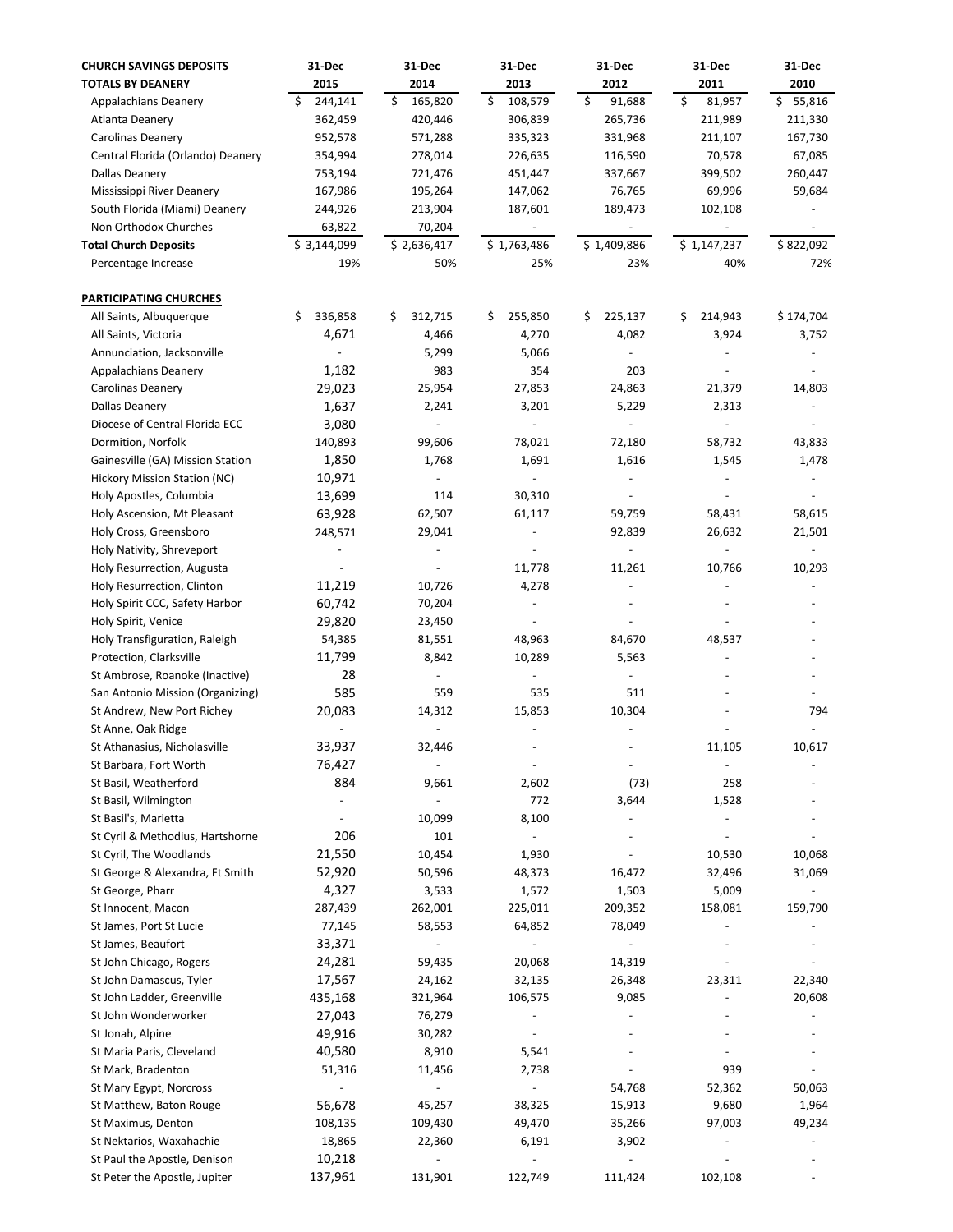| CHURCH SAVINGS DEPOSITS<br>TOTALS BY DEANERY | 31-Dec<br>2015 | 31-Dec<br>2014 | 31-Dec<br>2013 | 31-Dec<br>2012 | 31-Dec<br>2011 | 31-Dec<br>2010 |
|---|---|---|---|---|---|---|
| Appalachians Deanery | $ 244,141 | $ 165,820 | $ 108,579 | $ 91,688 | $ 81,957 | $ 55,816 |
| Atlanta Deanery | 362,459 | 420,446 | 306,839 | 265,736 | 211,989 | 211,330 |
| Carolinas Deanery | 952,578 | 571,288 | 335,323 | 331,968 | 211,107 | 167,730 |
| Central Florida (Orlando) Deanery | 354,994 | 278,014 | 226,635 | 116,590 | 70,578 | 67,085 |
| Dallas Deanery | 753,194 | 721,476 | 451,447 | 337,667 | 399,502 | 260,447 |
| Mississippi River Deanery | 167,986 | 195,264 | 147,062 | 76,765 | 69,996 | 59,684 |
| South Florida (Miami) Deanery | 244,926 | 213,904 | 187,601 | 189,473 | 102,108 | - |
| Non Orthodox Churches | 63,822 | 70,204 | - | - | - | - |
| **Total Church Deposits** | $ 3,144,099 | $ 2,636,417 | $ 1,763,486 | $ 1,409,886 | $ 1,147,237 | $ 822,092 |
| Percentage Increase | 19% | 50% | 25% | 23% | 40% | 72% |
| | | | | | | |
| **PARTICIPATING CHURCHES** | | | | | | |
| All Saints, Albuquerque | $ 336,858 | $ 312,715 | $ 255,850 | $ 225,137 | $ 214,943 | $ 174,704 |
| All Saints, Victoria | 4,671 | 4,466 | 4,270 | 4,082 | 3,924 | 3,752 |
| Annunciation, Jacksonville | - | 5,299 | 5,066 | - | - | - |
| Appalachians Deanery | 1,182 | 983 | 354 | 203 | - | - |
| Carolinas Deanery | 29,023 | 25,954 | 27,853 | 24,863 | 21,379 | 14,803 |
| Dallas Deanery | 1,637 | 2,241 | 3,201 | 5,229 | 2,313 | - |
| Diocese of Central Florida ECC | 3,080 | - | - | - | - | - |
| Dormition, Norfolk | 140,893 | 99,606 | 78,021 | 72,180 | 58,732 | 43,833 |
| Gainesville (GA) Mission Station | 1,850 | 1,768 | 1,691 | 1,616 | 1,545 | 1,478 |
| Hickory Mission Station (NC) | 10,971 | - | - | - | - | - |
| Holy Apostles, Columbia | 13,699 | 114 | 30,310 | - | - | - |
| Holy Ascension, Mt Pleasant | 63,928 | 62,507 | 61,117 | 59,759 | 58,431 | 58,615 |
| Holy Cross, Greensboro | 248,571 | 29,041 | - | 92,839 | 26,632 | 21,501 |
| Holy Nativity, Shreveport | - | - | - | - | - | - |
| Holy Resurrection, Augusta | - | - | 11,778 | 11,261 | 10,766 | 10,293 |
| Holy Resurrection, Clinton | 11,219 | 10,726 | 4,278 | - | - | - |
| Holy Spirit CCC, Safety Harbor | 60,742 | 70,204 | - | - | - | - |
| Holy Spirit, Venice | 29,820 | 23,450 | - | - | - | - |
| Holy Transfiguration, Raleigh | 54,385 | 81,551 | 48,963 | 84,670 | 48,537 | - |
| Protection, Clarksville | 11,799 | 8,842 | 10,289 | 5,563 | - | - |
| St Ambrose, Roanoke (Inactive) | 28 | - | - | - | - | - |
| San Antonio Mission (Organizing) | 585 | 559 | 535 | 511 | - | - |
| St Andrew, New Port Richey | 20,083 | 14,312 | 15,853 | 10,304 | - | 794 |
| St Anne, Oak Ridge | - | - | - | - | - | - |
| St Athanasius, Nicholasville | 33,937 | 32,446 | - | - | 11,105 | 10,617 |
| St Barbara, Fort Worth | 76,427 | - | - | - | - | - |
| St Basil, Weatherford | 884 | 9,661 | 2,602 | (73) | 258 | - |
| St Basil, Wilmington | - | - | 772 | 3,644 | 1,528 | - |
| St Basil's, Marietta | - | 10,099 | 8,100 | - | - | - |
| St Cyril & Methodius, Hartshorne | 206 | 101 | - | - | - | - |
| St Cyril, The Woodlands | 21,550 | 10,454 | 1,930 | - | 10,530 | 10,068 |
| St George & Alexandra, Ft Smith | 52,920 | 50,596 | 48,373 | 16,472 | 32,496 | 31,069 |
| St George, Pharr | 4,327 | 3,533 | 1,572 | 1,503 | 5,009 | - |
| St Innocent, Macon | 287,439 | 262,001 | 225,011 | 209,352 | 158,081 | 159,790 |
| St James, Port St Lucie | 77,145 | 58,553 | 64,852 | 78,049 | - | - |
| St James, Beaufort | 33,371 | - | - | - | - | - |
| St John Chicago, Rogers | 24,281 | 59,435 | 20,068 | 14,319 | - | - |
| St John Damascus, Tyler | 17,567 | 24,162 | 32,135 | 26,348 | 23,311 | 22,340 |
| St John Ladder, Greenville | 435,168 | 321,964 | 106,575 | 9,085 | - | 20,608 |
| St John Wonderworker | 27,043 | 76,279 | - | - | - | - |
| St Jonah, Alpine | 49,916 | 30,282 | - | - | - | - |
| St Maria Paris, Cleveland | 40,580 | 8,910 | 5,541 | - | - | - |
| St Mark, Bradenton | 51,316 | 11,456 | 2,738 | - | 939 | - |
| St Mary Egypt, Norcross | - | - | - | 54,768 | 52,362 | 50,063 |
| St Matthew, Baton Rouge | 56,678 | 45,257 | 38,325 | 15,913 | 9,680 | 1,964 |
| St Maximus, Denton | 108,135 | 109,430 | 49,470 | 35,266 | 97,003 | 49,234 |
| St Nektarios, Waxahachie | 18,865 | 22,360 | 6,191 | 3,902 | - | - |
| St Paul the Apostle, Denison | 10,218 | - | - | - | - | - |
| St Peter the Apostle, Jupiter | 137,961 | 131,901 | 122,749 | 111,424 | 102,108 | - |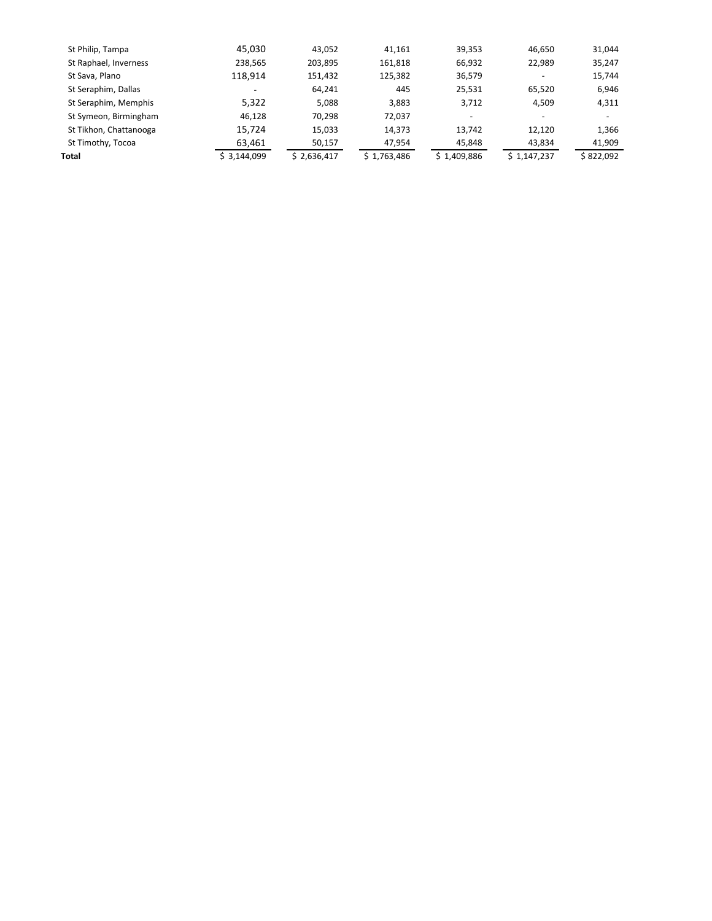| | | | | | | |
|---|---|---|---|---|---|---|
| St Philip, Tampa | 45,030 | 43,052 | 41,161 | 39,353 | 46,650 | 31,044 |
| St Raphael, Inverness | 238,565 | 203,895 | 161,818 | 66,932 | 22,989 | 35,247 |
| St Sava, Plano | 118,914 | 151,432 | 125,382 | 36,579 | - | 15,744 |
| St Seraphim, Dallas | - | 64,241 | 445 | 25,531 | 65,520 | 6,946 |
| St Seraphim, Memphis | 5,322 | 5,088 | 3,883 | 3,712 | 4,509 | 4,311 |
| St Symeon, Birmingham | 46,128 | 70,298 | 72,037 | - | - | - |
| St Tikhon, Chattanooga | 15,724 | 15,033 | 14,373 | 13,742 | 12,120 | 1,366 |
| St Timothy, Tocoa | 63,461 | 50,157 | 47,954 | 45,848 | 43,834 | 41,909 |
| **Total** | $ 3,144,099 | $ 2,636,417 | $ 1,763,486 | $ 1,409,886 | $ 1,147,237 | $ 822,092 |